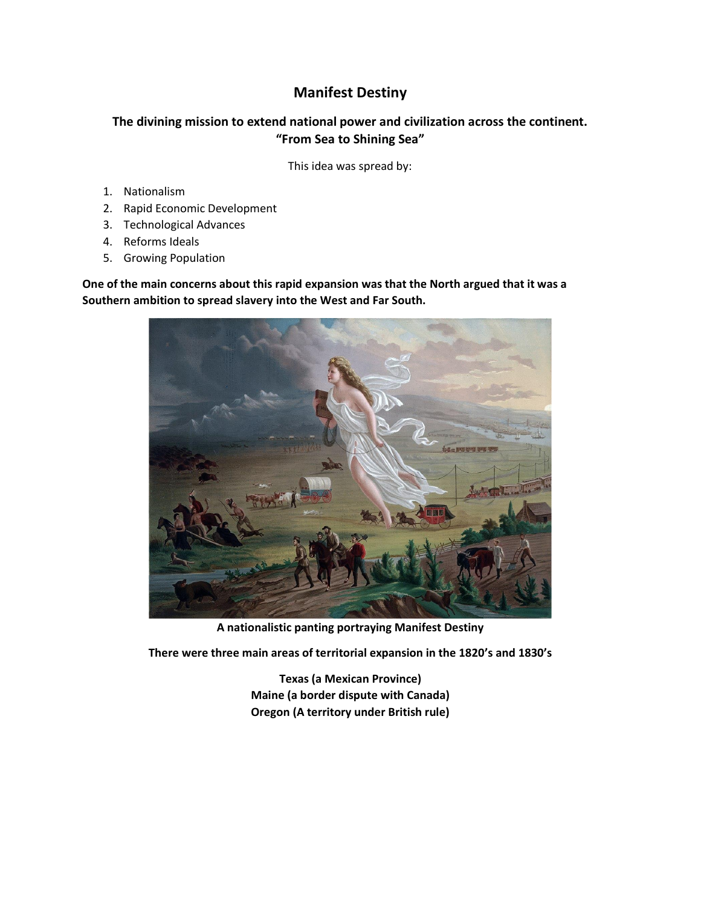# Manifest Destiny

**The divining mission to extend national power and civilization across the continent.**
**"From Sea to Shining Sea"**

This idea was spread by:

1. Nationalism
2. Rapid Economic Development
3. Technological Advances
4. Reforms Ideals
5. Growing Population

**One of the main concerns about this rapid expansion was that the North argued that it was a Southern ambition to spread slavery into the West and Far South.**

**A nationalistic panting portraying Manifest Destiny**

**There were three main areas of territorial expansion in the 1820's and 1830's**

**Texas (a Mexican Province)**
**Maine (a border dispute with Canada)**
**Oregon (A territory under British rule)**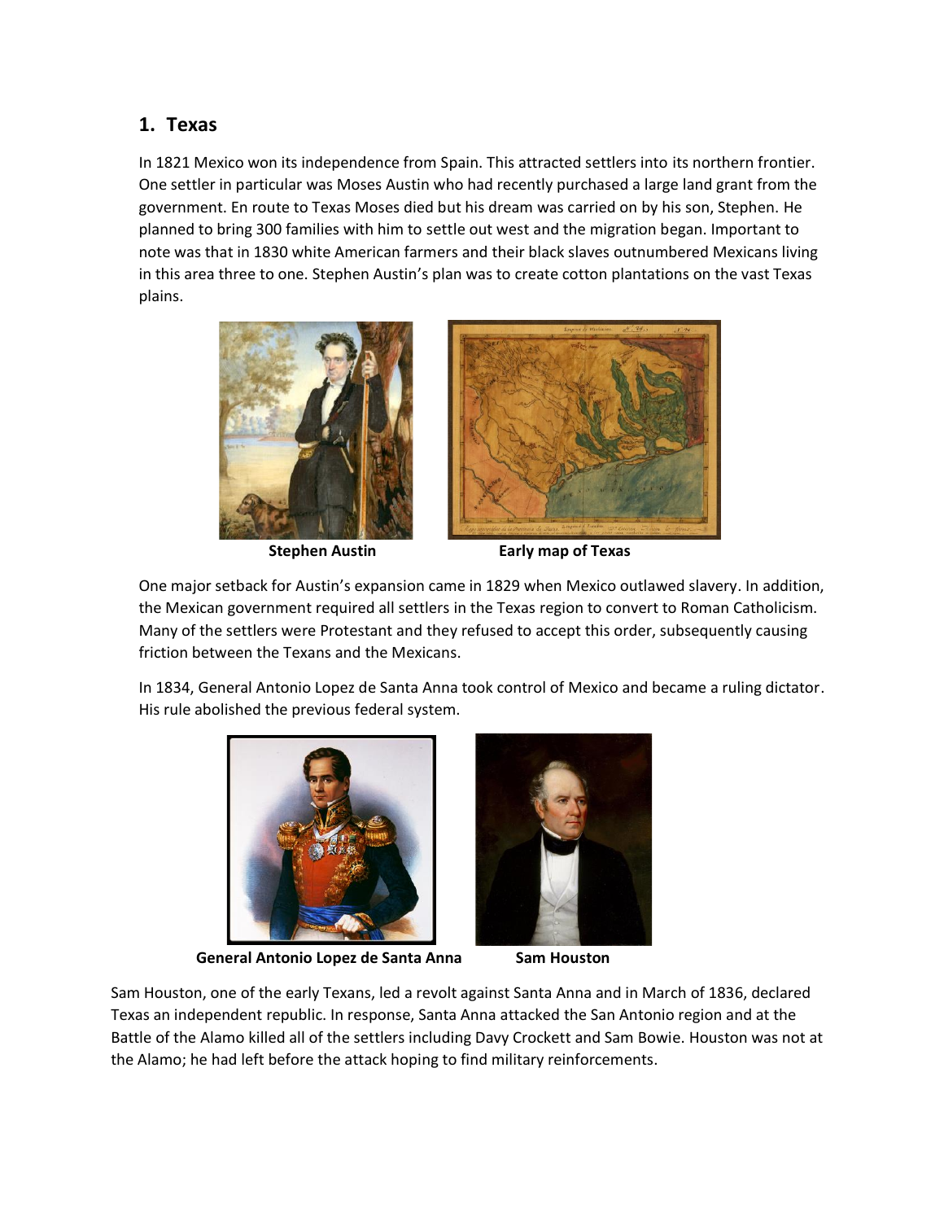## 1. Texas

In 1821 Mexico won its independence from Spain. This attracted settlers into its northern frontier. One settler in particular was Moses Austin who had recently purchased a large land grant from the government. En route to Texas Moses died but his dream was carried on by his son, Stephen. He planned to bring 300 families with him to settle out west and the migration began. Important to note was that in 1830 white American farmers and their black slaves outnumbered Mexicans living in this area three to one. Stephen Austin's plan was to create cotton plantations on the vast Texas plains.

**Stephen Austin** **Early map of Texas**

One major setback for Austin's expansion came in 1829 when Mexico outlawed slavery. In addition, the Mexican government required all settlers in the Texas region to convert to Roman Catholicism. Many of the settlers were Protestant and they refused to accept this order, subsequently causing friction between the Texans and the Mexicans.

In 1834, General Antonio Lopez de Santa Anna took control of Mexico and became a ruling dictator. His rule abolished the previous federal system.

**General Antonio Lopez de Santa Anna** **Sam Houston**

Sam Houston, one of the early Texans, led a revolt against Santa Anna and in March of 1836, declared Texas an independent republic. In response, Santa Anna attacked the San Antonio region and at the Battle of the Alamo killed all of the settlers including Davy Crockett and Sam Bowie. Houston was not at the Alamo; he had left before the attack hoping to find military reinforcements.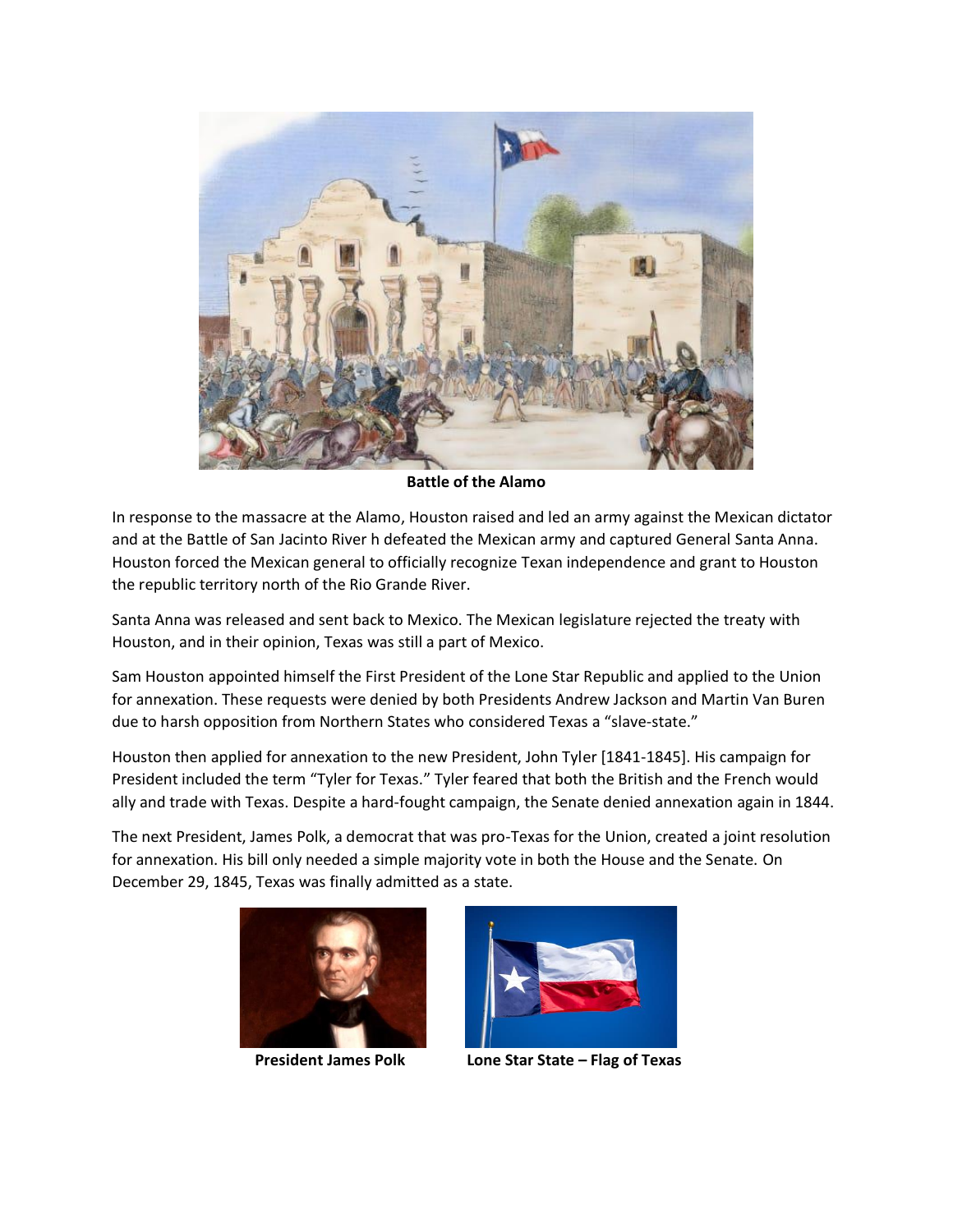**Battle of the Alamo**

In response to the massacre at the Alamo, Houston raised and led an army against the Mexican dictator and at the Battle of San Jacinto River h defeated the Mexican army and captured General Santa Anna. Houston forced the Mexican general to officially recognize Texan independence and grant to Houston the republic territory north of the Rio Grande River.

Santa Anna was released and sent back to Mexico. The Mexican legislature rejected the treaty with Houston, and in their opinion, Texas was still a part of Mexico.

Sam Houston appointed himself the First President of the Lone Star Republic and applied to the Union for annexation. These requests were denied by both Presidents Andrew Jackson and Martin Van Buren due to harsh opposition from Northern States who considered Texas a "slave-state."

Houston then applied for annexation to the new President, John Tyler [1841-1845]. His campaign for President included the term "Tyler for Texas." Tyler feared that both the British and the French would ally and trade with Texas. Despite a hard-fought campaign, the Senate denied annexation again in 1844.

The next President, James Polk, a democrat that was pro-Texas for the Union, created a joint resolution for annexation. His bill only needed a simple majority vote in both the House and the Senate. On December 29, 1845, Texas was finally admitted as a state.

**President James Polk**

**Lone Star State – Flag of Texas**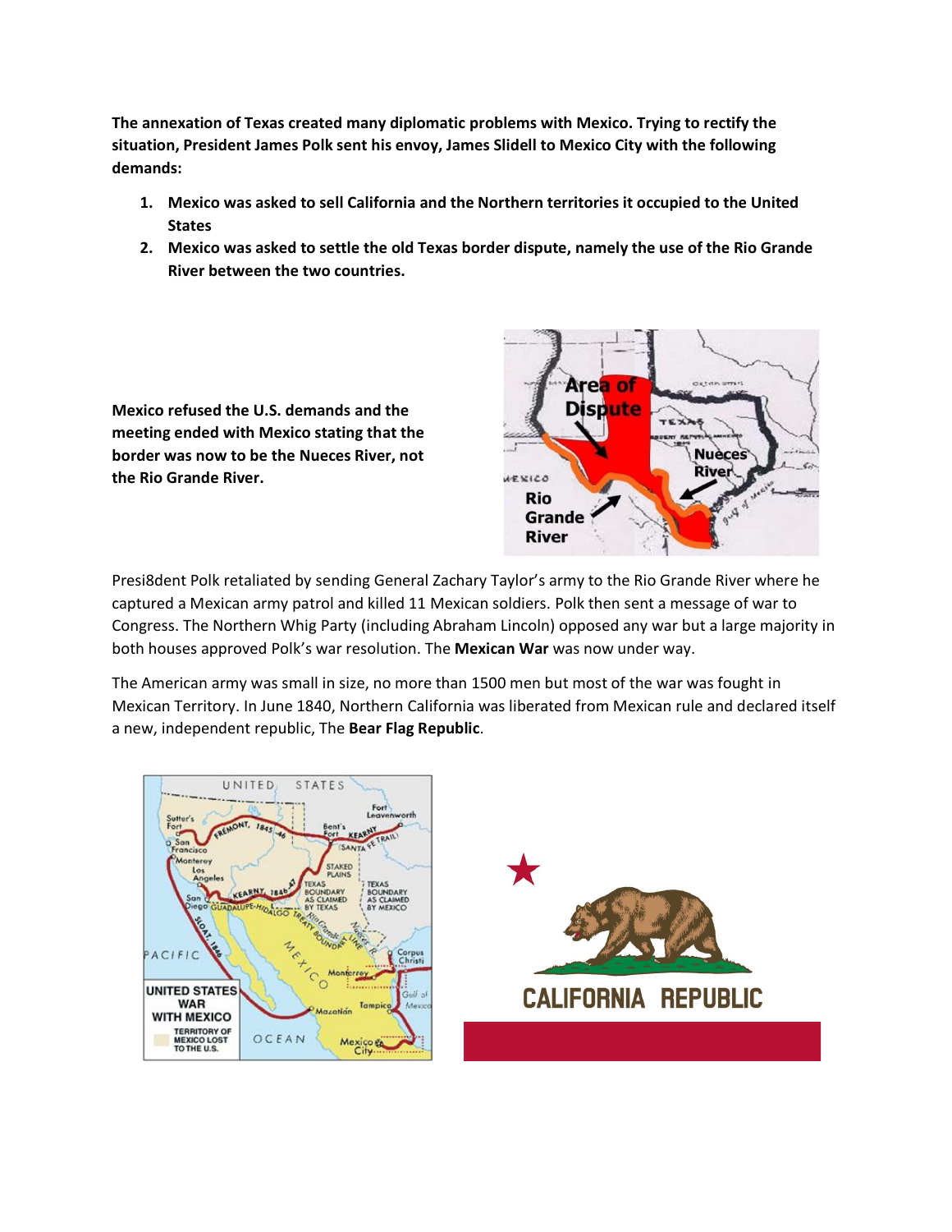**The annexation of Texas created many diplomatic problems with Mexico. Trying to rectify the situation, President James Polk sent his envoy, James Slidell to Mexico City with the following demands:**

1. **Mexico was asked to sell California and the Northern territories it occupied to the United States**
2. **Mexico was asked to settle the old Texas border dispute, namely the use of the Rio Grande River between the two countries.**

**Mexico refused the U.S. demands and the meeting ended with Mexico stating that the border was now to be the Nueces River, not the Rio Grande River.**

Presi8dent Polk retaliated by sending General Zachary Taylor's army to the Rio Grande River where he captured a Mexican army patrol and killed 11 Mexican soldiers. Polk then sent a message of war to Congress. The Northern Whig Party (including Abraham Lincoln) opposed any war but a large majority in both houses approved Polk's war resolution. The **Mexican War** was now under way.

The American army was small in size, no more than 1500 men but most of the war was fought in Mexican Territory. In June 1840, Northern California was liberated from Mexican rule and declared itself a new, independent republic, The **Bear Flag Republic**.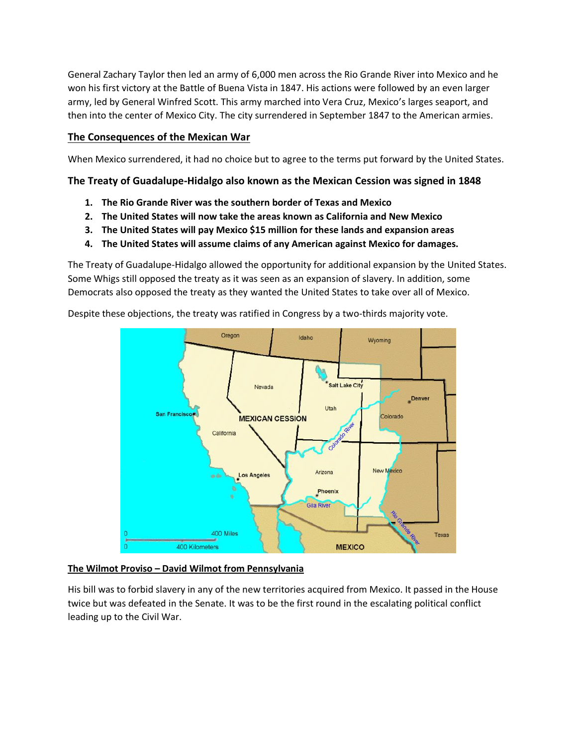General Zachary Taylor then led an army of 6,000 men across the Rio Grande River into Mexico and he won his first victory at the Battle of Buena Vista in 1847. His actions were followed by an even larger army, led by General Winfred Scott. This army marched into Vera Cruz, Mexico's larges seaport, and then into the center of Mexico City. The city surrendered in September 1847 to the American armies.

## The Consequences of the Mexican War

When Mexico surrendered, it had no choice but to agree to the terms put forward by the United States.

### The Treaty of Guadalupe-Hidalgo also known as the Mexican Cession was signed in 1848

1. **The Rio Grande River was the southern border of Texas and Mexico**
2. **The United States will now take the areas known as California and New Mexico**
3. **The United States will pay Mexico $15 million for these lands and expansion areas**
4. **The United States will assume claims of any American against Mexico for damages.**

The Treaty of Guadalupe-Hidalgo allowed the opportunity for additional expansion by the United States. Some Whigs still opposed the treaty as it was seen as an expansion of slavery. In addition, some Democrats also opposed the treaty as they wanted the United States to take over all of Mexico.

Despite these objections, the treaty was ratified in Congress by a two-thirds majority vote.

## The Wilmot Proviso – David Wilmot from Pennsylvania

His bill was to forbid slavery in any of the new territories acquired from Mexico. It passed in the House twice but was defeated in the Senate. It was to be the first round in the escalating political conflict leading up to the Civil War.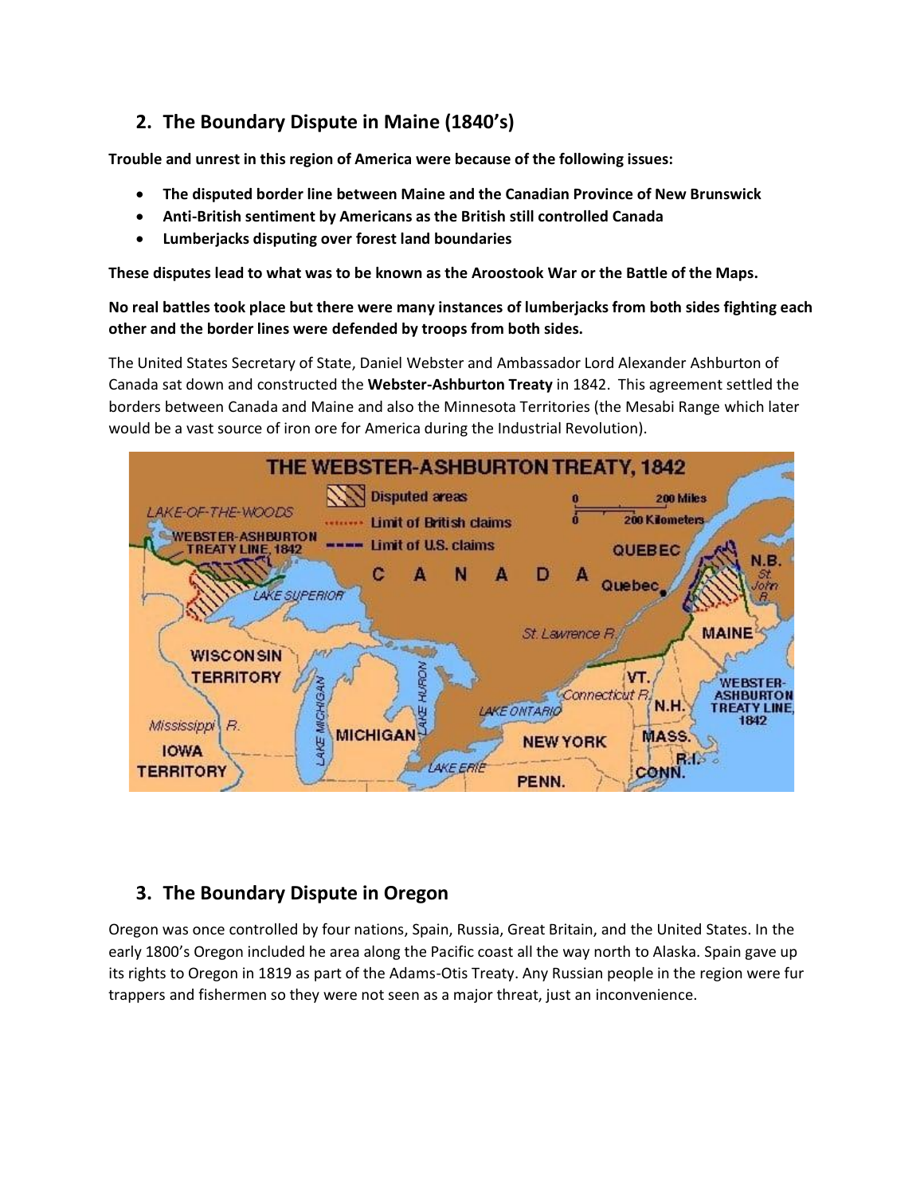## 2. The Boundary Dispute in Maine (1840's)

**Trouble and unrest in this region of America were because of the following issues:**

- **The disputed border line between Maine and the Canadian Province of New Brunswick**
- **Anti-British sentiment by Americans as the British still controlled Canada**
- **Lumberjacks disputing over forest land boundaries**

**These disputes lead to what was to be known as the Aroostook War or the Battle of the Maps.**

**No real battles took place but there were many instances of lumberjacks from both sides fighting each other and the border lines were defended by troops from both sides.**

The United States Secretary of State, Daniel Webster and Ambassador Lord Alexander Ashburton of Canada sat down and constructed the **Webster-Ashburton Treaty** in 1842. This agreement settled the borders between Canada and Maine and also the Minnesota Territories (the Mesabi Range which later would be a vast source of iron ore for America during the Industrial Revolution).

## 3. The Boundary Dispute in Oregon

Oregon was once controlled by four nations, Spain, Russia, Great Britain, and the United States. In the early 1800's Oregon included he area along the Pacific coast all the way north to Alaska. Spain gave up its rights to Oregon in 1819 as part of the Adams-Otis Treaty. Any Russian people in the region were fur trappers and fishermen so they were not seen as a major threat, just an inconvenience.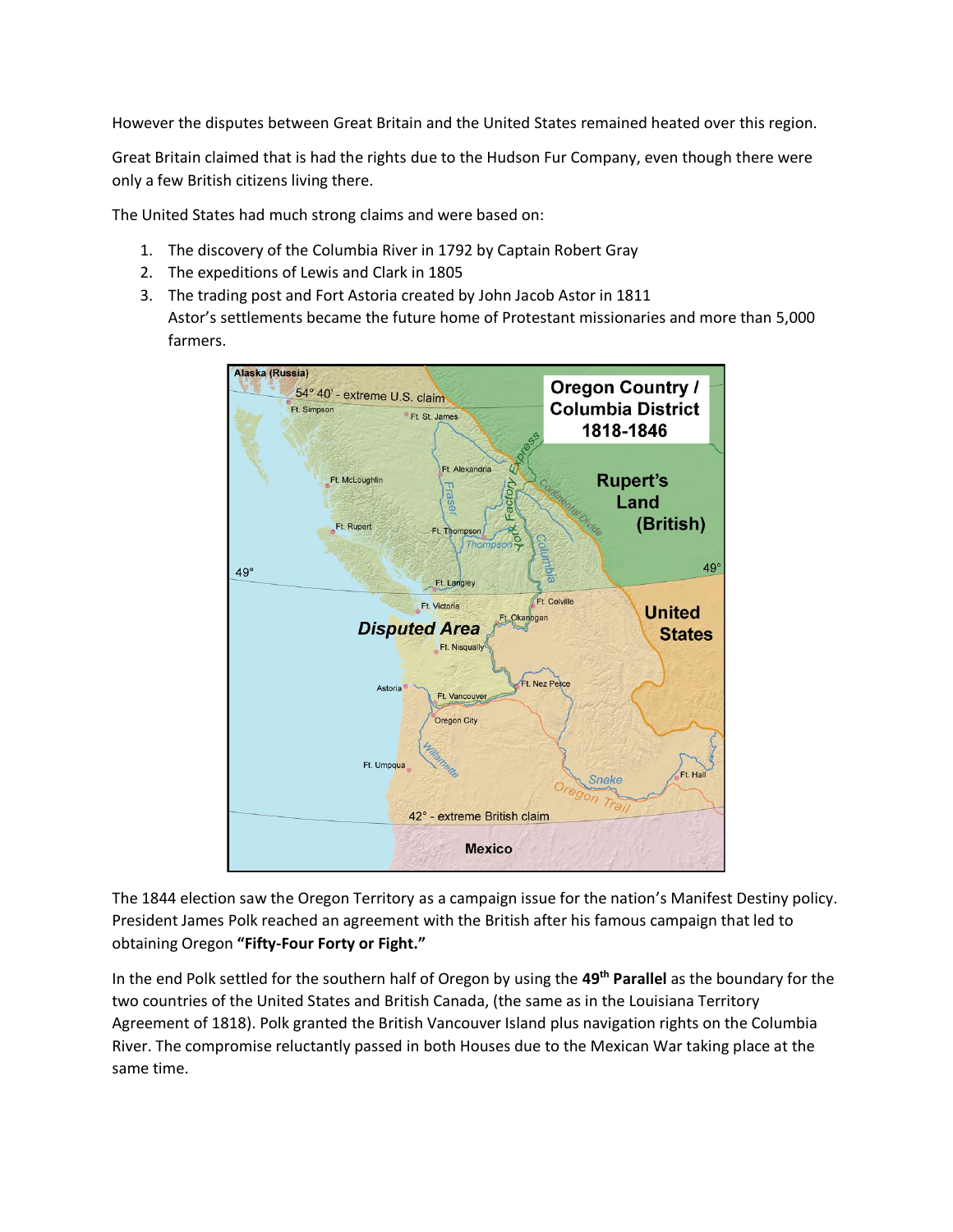However the disputes between Great Britain and the United States remained heated over this region.

Great Britain claimed that is had the rights due to the Hudson Fur Company, even though there were only a few British citizens living there.

The United States had much strong claims and were based on:

1. The discovery of the Columbia River in 1792 by Captain Robert Gray
2. The expeditions of Lewis and Clark in 1805
3. The trading post and Fort Astoria created by John Jacob Astor in 1811
   Astor's settlements became the future home of Protestant missionaries and more than 5,000 farmers.

The 1844 election saw the Oregon Territory as a campaign issue for the nation's Manifest Destiny policy. President James Polk reached an agreement with the British after his famous campaign that led to obtaining Oregon **"Fifty-Four Forty or Fight."**

In the end Polk settled for the southern half of Oregon by using the **49th Parallel** as the boundary for the two countries of the United States and British Canada, (the same as in the Louisiana Territory Agreement of 1818). Polk granted the British Vancouver Island plus navigation rights on the Columbia River. The compromise reluctantly passed in both Houses due to the Mexican War taking place at the same time.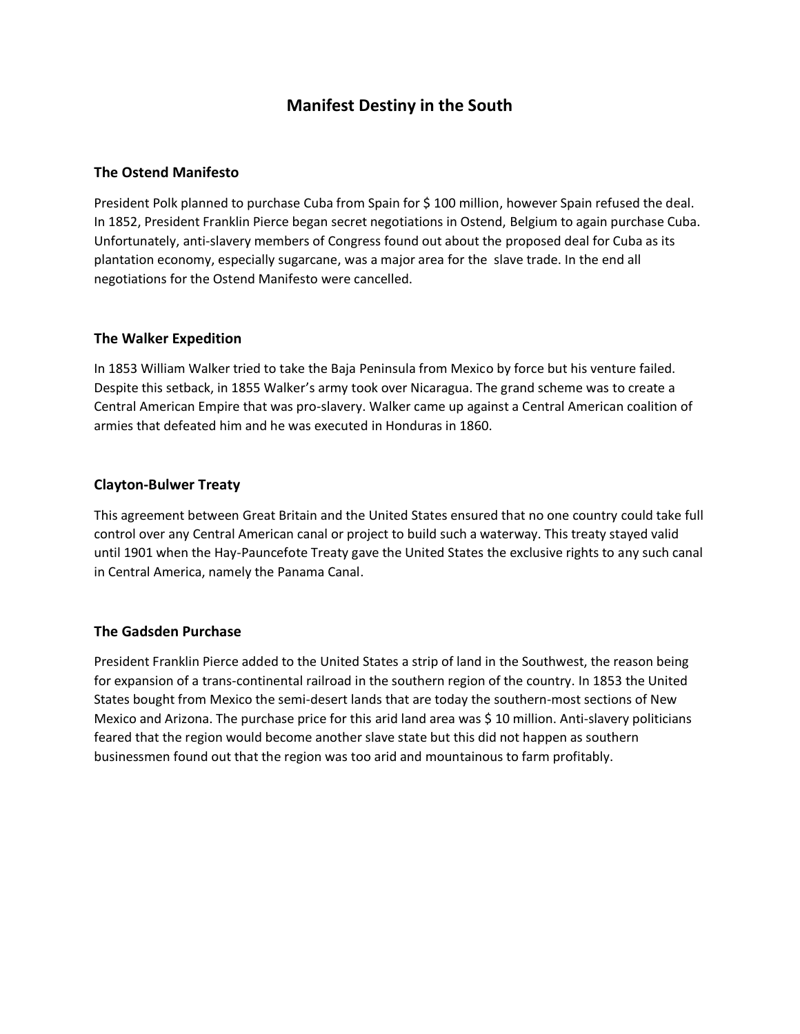# Manifest Destiny in the South

### The Ostend Manifesto

President Polk planned to purchase Cuba from Spain for $ 100 million, however Spain refused the deal. In 1852, President Franklin Pierce began secret negotiations in Ostend, Belgium to again purchase Cuba. Unfortunately, anti-slavery members of Congress found out about the proposed deal for Cuba as its plantation economy, especially sugarcane, was a major area for the slave trade. In the end all negotiations for the Ostend Manifesto were cancelled.

### The Walker Expedition

In 1853 William Walker tried to take the Baja Peninsula from Mexico by force but his venture failed. Despite this setback, in 1855 Walker's army took over Nicaragua. The grand scheme was to create a Central American Empire that was pro-slavery. Walker came up against a Central American coalition of armies that defeated him and he was executed in Honduras in 1860.

### Clayton-Bulwer Treaty

This agreement between Great Britain and the United States ensured that no one country could take full control over any Central American canal or project to build such a waterway. This treaty stayed valid until 1901 when the Hay-Pauncefote Treaty gave the United States the exclusive rights to any such canal in Central America, namely the Panama Canal.

### The Gadsden Purchase

President Franklin Pierce added to the United States a strip of land in the Southwest, the reason being for expansion of a trans-continental railroad in the southern region of the country. In 1853 the United States bought from Mexico the semi-desert lands that are today the southern-most sections of New Mexico and Arizona. The purchase price for this arid land area was $ 10 million. Anti-slavery politicians feared that the region would become another slave state but this did not happen as southern businessmen found out that the region was too arid and mountainous to farm profitably.